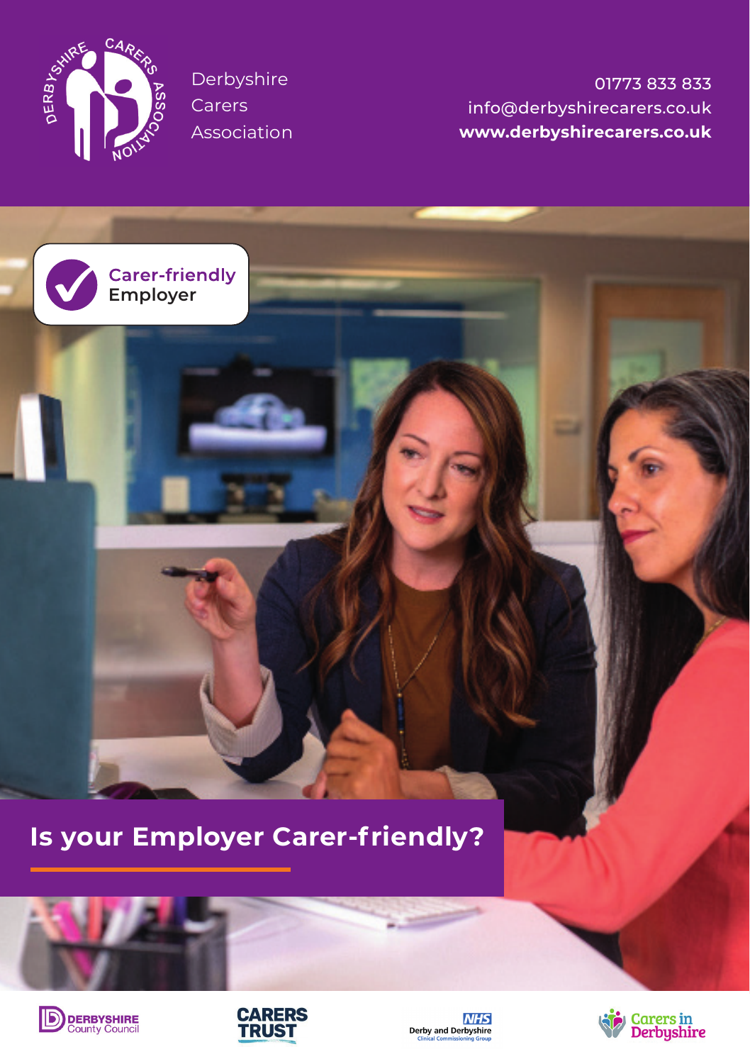Derbyshire Carers Association

01773 833 833
info@derbyshirecarers.co.uk
**www.derbyshirecarers.co.uk**

Carer-friendly Employer

# Is your Employer Carer-friendly?

DERBYSHIRE County Council

CARERS TRUST

NHS Derby and Derbyshire Clinical Commissioning Group

Carers in Derbyshire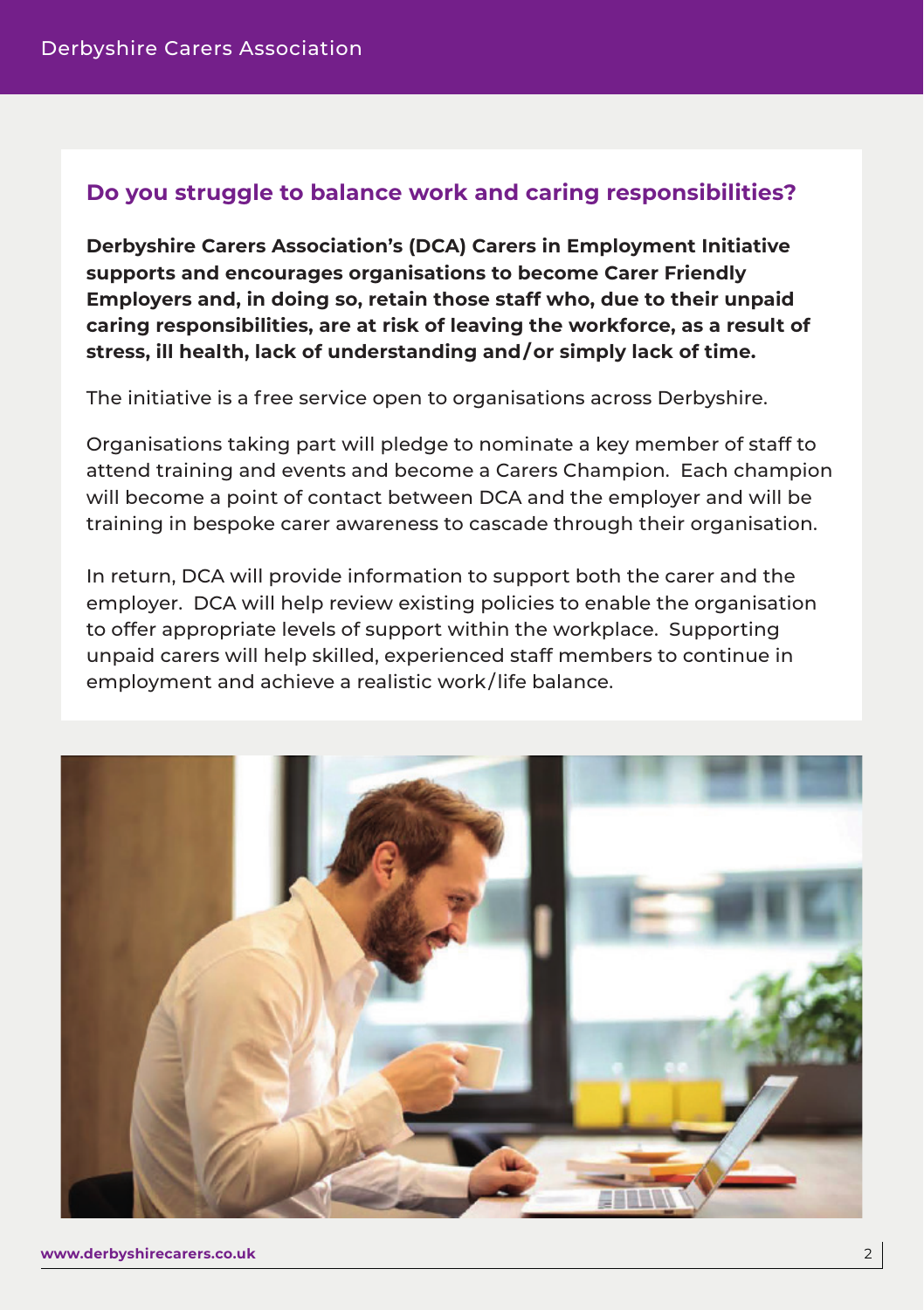## Do you struggle to balance work and caring responsibilities?

**Derbyshire Carers Association's (DCA) Carers in Employment Initiative supports and encourages organisations to become Carer Friendly Employers and, in doing so, retain those staff who, due to their unpaid caring responsibilities, are at risk of leaving the workforce, as a result of stress, ill health, lack of understanding and/or simply lack of time.**

The initiative is a free service open to organisations across Derbyshire.

Organisations taking part will pledge to nominate a key member of staff to attend training and events and become a Carers Champion. Each champion will become a point of contact between DCA and the employer and will be training in bespoke carer awareness to cascade through their organisation.

In return, DCA will provide information to support both the carer and the employer. DCA will help review existing policies to enable the organisation to offer appropriate levels of support within the workplace. Supporting unpaid carers will help skilled, experienced staff members to continue in employment and achieve a realistic work/life balance.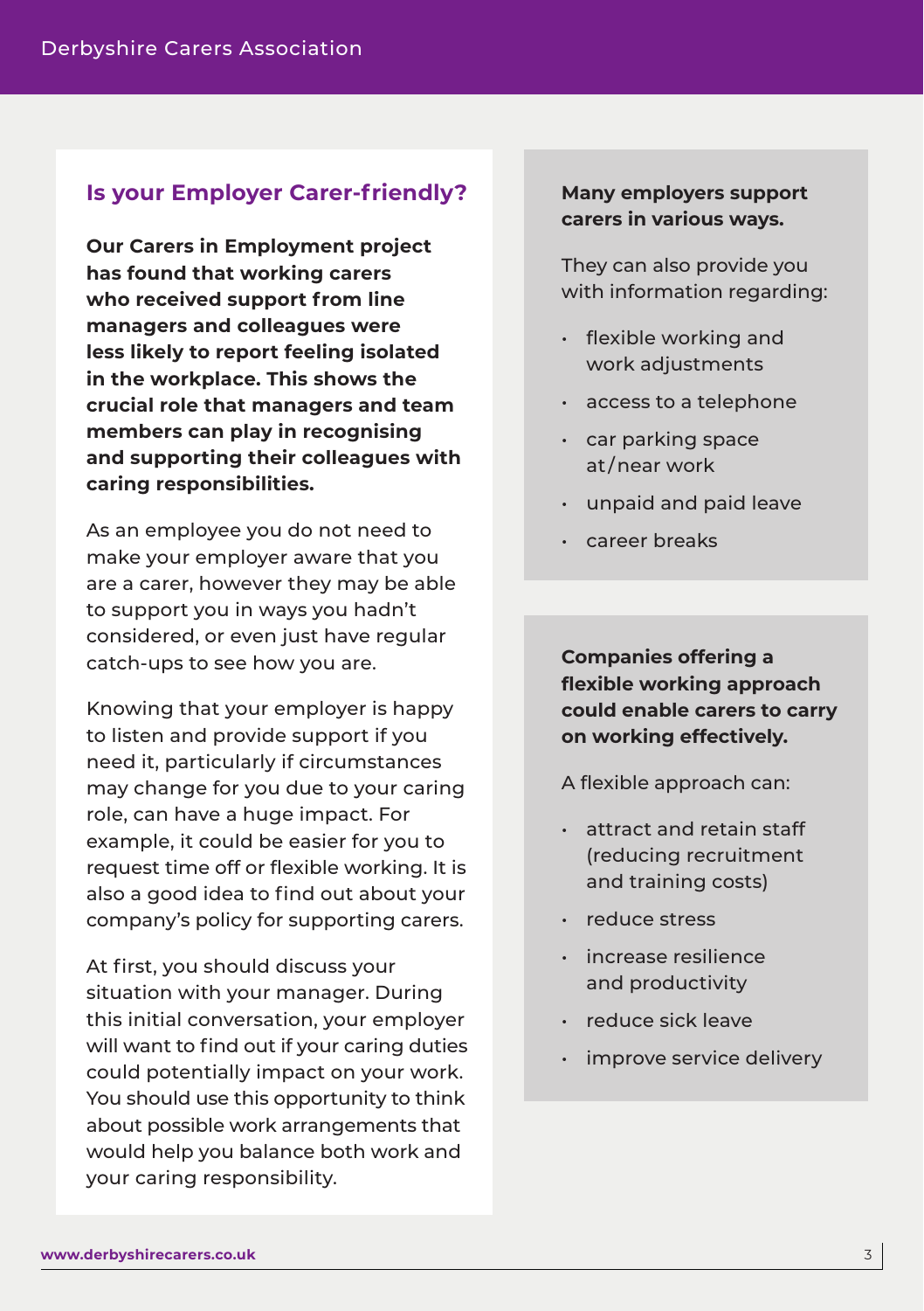## Is your Employer Carer-friendly?

**Our Carers in Employment project has found that working carers who received support from line managers and colleagues were less likely to report feeling isolated in the workplace. This shows the crucial role that managers and team members can play in recognising and supporting their colleagues with caring responsibilities.**

As an employee you do not need to make your employer aware that you are a carer, however they may be able to support you in ways you hadn't considered, or even just have regular catch-ups to see how you are.

Knowing that your employer is happy to listen and provide support if you need it, particularly if circumstances may change for you due to your caring role, can have a huge impact. For example, it could be easier for you to request time off or flexible working. It is also a good idea to find out about your company's policy for supporting carers.

At first, you should discuss your situation with your manager. During this initial conversation, your employer will want to find out if your caring duties could potentially impact on your work. You should use this opportunity to think about possible work arrangements that would help you balance both work and your caring responsibility.

**Many employers support carers in various ways.**

They can also provide you with information regarding:

- flexible working and work adjustments
- access to a telephone
- car parking space at/near work
- unpaid and paid leave
- career breaks

**Companies offering a flexible working approach could enable carers to carry on working effectively.**

A flexible approach can:

- attract and retain staff (reducing recruitment and training costs)
- reduce stress
- increase resilience and productivity
- reduce sick leave
- improve service delivery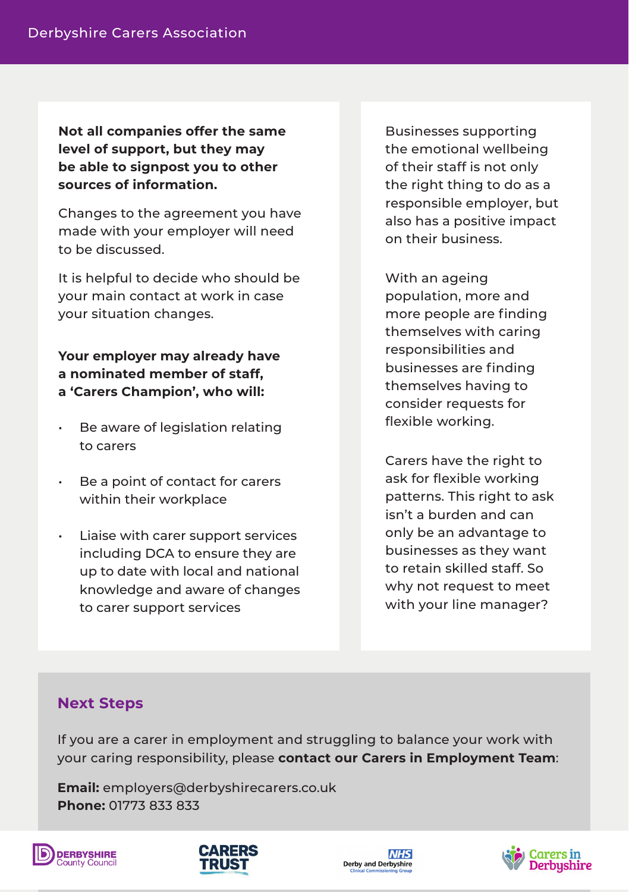**Not all companies offer the same level of support, but they may be able to signpost you to other sources of information.**

Changes to the agreement you have made with your employer will need to be discussed.

It is helpful to decide who should be your main contact at work in case your situation changes.

**Your employer may already have a nominated member of staff, a 'Carers Champion', who will:**

- Be aware of legislation relating to carers
- Be a point of contact for carers within their workplace
- Liaise with carer support services including DCA to ensure they are up to date with local and national knowledge and aware of changes to carer support services

Businesses supporting the emotional wellbeing of their staff is not only the right thing to do as a responsible employer, but also has a positive impact on their business.

With an ageing population, more and more people are finding themselves with caring responsibilities and businesses are finding themselves having to consider requests for flexible working.

Carers have the right to ask for flexible working patterns. This right to ask isn't a burden and can only be an advantage to businesses as they want to retain skilled staff. So why not request to meet with your line manager?

## Next Steps

If you are a carer in employment and struggling to balance your work with your caring responsibility, please **contact our Carers in Employment Team**:

**Email:** employers@derbyshirecarers.co.uk
**Phone:** 01773 833 833

Derbyshire County Council | Carers Trust | NHS Derby and Derbyshire Clinical Commissioning Group | Carers in Derbyshire